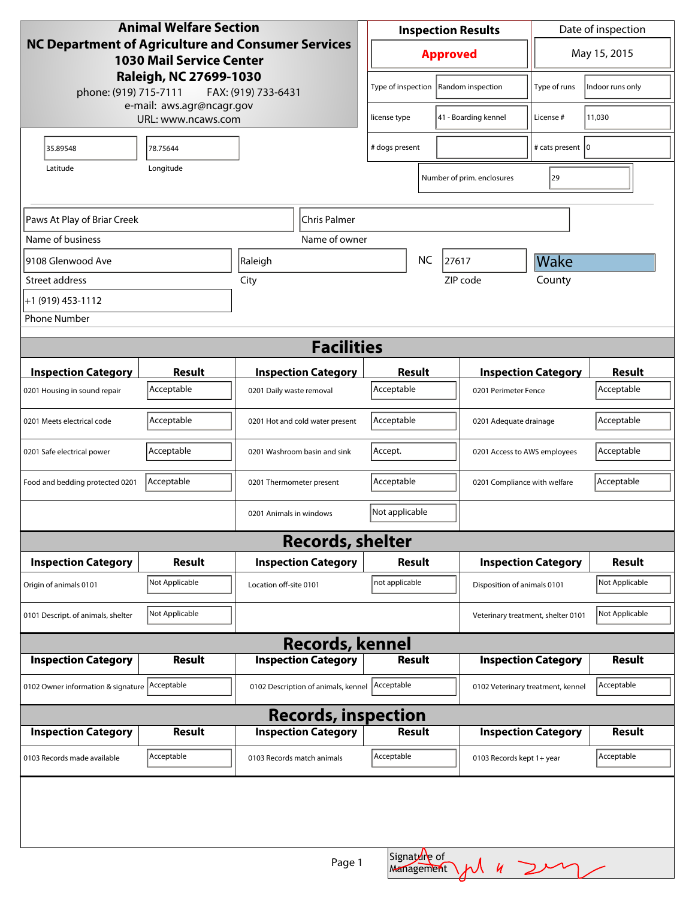**Animal Welfare Section**
**NC Department of Agriculture and Consumer Services**
**1030 Mail Service Center**
**Raleigh, NC 27699-1030**
phone: (919) 715-7111 FAX: (919) 733-6431
e-mail: aws.agr@ncagr.gov
URL: www.ncaws.com

| Inspection Results | Date of inspection |
|---|---|
| **Approved** | May 15, 2015 |

| | | | |
|---|---|---|---|
| Type of inspection | Random inspection | Type of runs | Indoor runs only |
| license type | 41 - Boarding kennel | License # | 11,030 |
| # dogs present | | # cats present | 0 |
| Number of prim. enclosures | 29 | | |

| Latitude | Longitude |
|---|---|
| 35.89548 | 78.75644 |

| Name of business | Name of owner |
|---|---|
| Paws At Play of Briar Creek | Chris Palmer |

| Street address | City | | ZIP code | County |
|---|---|---|---|---|
| 9108 Glenwood Ave | Raleigh | NC | 27617 | Wake |

Phone Number: +1 (919) 453-1112

## Facilities

| Inspection Category | Result | Inspection Category | Result | Inspection Category | Result |
|---|---|---|---|---|---|
| 0201 Housing in sound repair | Acceptable | 0201 Daily waste removal | Acceptable | 0201 Perimeter Fence | Acceptable |
| 0201 Meets electrical code | Acceptable | 0201 Hot and cold water present | Acceptable | 0201 Adequate drainage | Acceptable |
| 0201 Safe electrical power | Acceptable | 0201 Washroom basin and sink | Accept. | 0201 Access to AWS employees | Acceptable |
| Food and bedding protected 0201 | Acceptable | 0201 Thermometer present | Acceptable | 0201 Compliance with welfare | Acceptable |
| | | 0201 Animals in windows | Not applicable | | |

## Records, shelter

| Inspection Category | Result | Inspection Category | Result | Inspection Category | Result |
|---|---|---|---|---|---|
| Origin of animals 0101 | Not Applicable | Location off-site 0101 | not applicable | Disposition of animals 0101 | Not Applicable |
| 0101 Descript. of animals, shelter | Not Applicable | | | Veterinary treatment, shelter 0101 | Not Applicable |

## Records, kennel

| Inspection Category | Result | Inspection Category | Result | Inspection Category | Result |
|---|---|---|---|---|---|
| 0102 Owner information & signature | Acceptable | 0102 Description of animals, kennel | Acceptable | 0102 Veterinary treatment, kennel | Acceptable |

## Records, inspection

| Inspection Category | Result | Inspection Category | Result | Inspection Category | Result |
|---|---|---|---|---|---|
| 0103 Records made available | Acceptable | 0103 Records match animals | Acceptable | 0103 Records kept 1+ year | Acceptable |

Signature of Management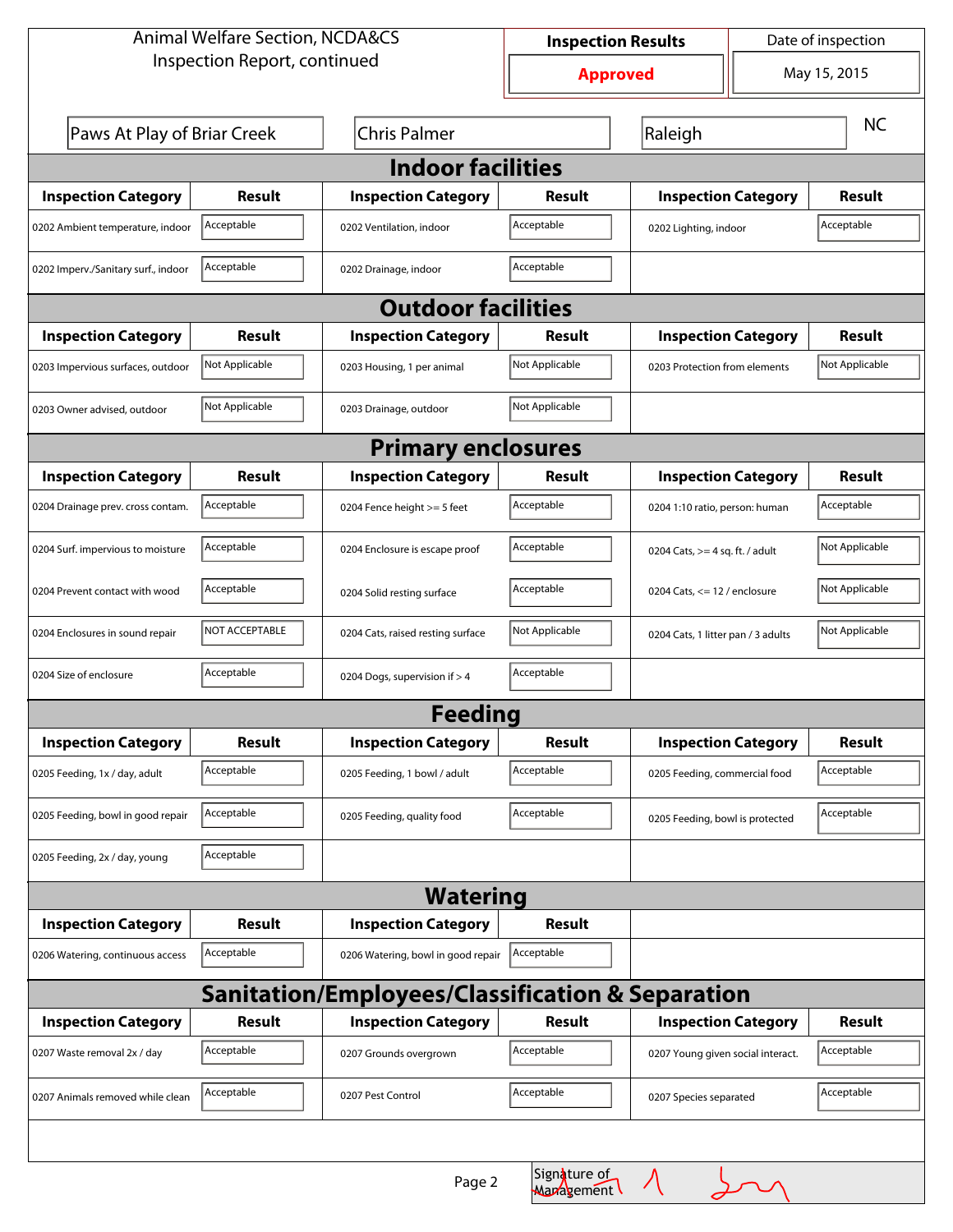Animal Welfare Section, NCDA&CS
Inspection Report, continued

| Inspection Results | Date of inspection |
| --- | --- |
| Approved | May 15, 2015 |

| Paws At Play of Briar Creek | Chris Palmer | Raleigh | NC |
| --- | --- | --- | --- |

## Indoor facilities

| Inspection Category | Result | Inspection Category | Result | Inspection Category | Result |
| --- | --- | --- | --- | --- | --- |
| 0202 Ambient temperature, indoor | Acceptable | 0202 Ventilation, indoor | Acceptable | 0202 Lighting, indoor | Acceptable |
| 0202 Imperv./Sanitary surf., indoor | Acceptable | 0202 Drainage, indoor | Acceptable | | |

## Outdoor facilities

| Inspection Category | Result | Inspection Category | Result | Inspection Category | Result |
| --- | --- | --- | --- | --- | --- |
| 0203 Impervious surfaces, outdoor | Not Applicable | 0203 Housing, 1 per animal | Not Applicable | 0203 Protection from elements | Not Applicable |
| 0203 Owner advised, outdoor | Not Applicable | 0203 Drainage, outdoor | Not Applicable | | |

## Primary enclosures

| Inspection Category | Result | Inspection Category | Result | Inspection Category | Result |
| --- | --- | --- | --- | --- | --- |
| 0204 Drainage prev. cross contam. | Acceptable | 0204 Fence height >= 5 feet | Acceptable | 0204 1:10 ratio, person: human | Acceptable |
| 0204 Surf. impervious to moisture | Acceptable | 0204 Enclosure is escape proof | Acceptable | 0204 Cats, >= 4 sq. ft. / adult | Not Applicable |
| 0204 Prevent contact with wood | Acceptable | 0204 Solid resting surface | Acceptable | 0204 Cats, <= 12 / enclosure | Not Applicable |
| 0204 Enclosures in sound repair | NOT ACCEPTABLE | 0204 Cats, raised resting surface | Not Applicable | 0204 Cats, 1 litter pan / 3 adults | Not Applicable |
| 0204 Size of enclosure | Acceptable | 0204 Dogs, supervision if > 4 | Acceptable | | |

## Feeding

| Inspection Category | Result | Inspection Category | Result | Inspection Category | Result |
| --- | --- | --- | --- | --- | --- |
| 0205 Feeding, 1x / day, adult | Acceptable | 0205 Feeding, 1 bowl / adult | Acceptable | 0205 Feeding, commercial food | Acceptable |
| 0205 Feeding, bowl in good repair | Acceptable | 0205 Feeding, quality food | Acceptable | 0205 Feeding, bowl is protected | Acceptable |
| 0205 Feeding, 2x / day, young | Acceptable | | | | |

## Watering

| Inspection Category | Result | Inspection Category | Result |
| --- | --- | --- | --- |
| 0206 Watering, continuous access | Acceptable | 0206 Watering, bowl in good repair | Acceptable |

## Sanitation/Employees/Classification & Separation

| Inspection Category | Result | Inspection Category | Result | Inspection Category | Result |
| --- | --- | --- | --- | --- | --- |
| 0207 Waste removal 2x / day | Acceptable | 0207 Grounds overgrown | Acceptable | 0207 Young given social interact. | Acceptable |
| 0207 Animals removed while clean | Acceptable | 0207 Pest Control | Acceptable | 0207 Species separated | Acceptable |

Signature of Management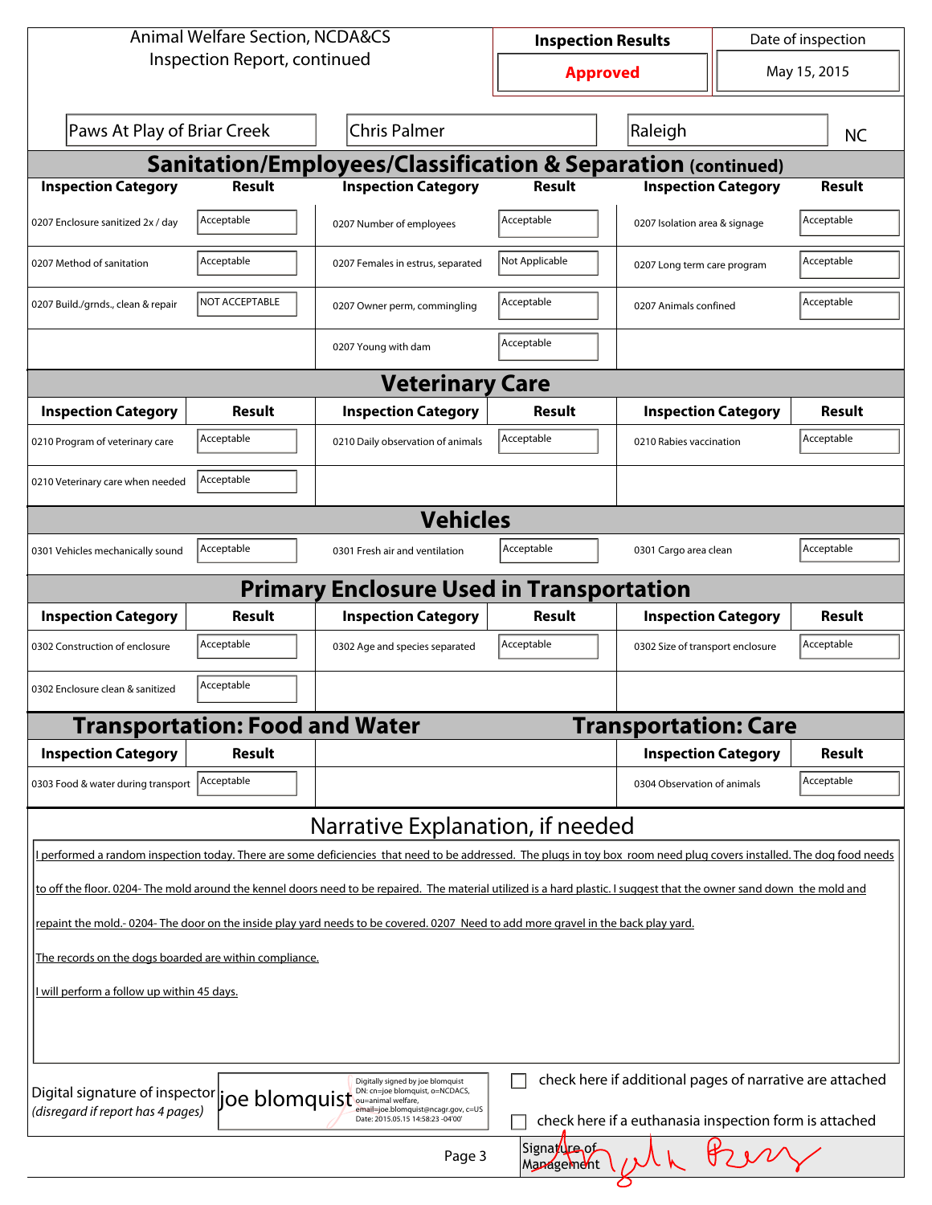Animal Welfare Section, NCDA&CS
Inspection Report, continued

| Inspection Results | Date of inspection |
|---|---|
| **Approved** | May 15, 2015 |

| | | | |
|---|---|---|---|
| Paws At Play of Briar Creek | Chris Palmer | Raleigh | NC |

## Sanitation/Employees/Classification & Separation (continued)

| Inspection Category | Result | Inspection Category | Result | Inspection Category | Result |
|---|---|---|---|---|---|
| 0207 Enclosure sanitized 2x / day | Acceptable | 0207 Number of employees | Acceptable | 0207 Isolation area & signage | Acceptable |
| 0207 Method of sanitation | Acceptable | 0207 Females in estrus, separated | Not Applicable | 0207 Long term care program | Acceptable |
| 0207 Build./grnds., clean & repair | NOT ACCEPTABLE | 0207 Owner perm, commingling | Acceptable | 0207 Animals confined | Acceptable |
| | | 0207 Young with dam | Acceptable | | |

## Veterinary Care

| Inspection Category | Result | Inspection Category | Result | Inspection Category | Result |
|---|---|---|---|---|---|
| 0210 Program of veterinary care | Acceptable | 0210 Daily observation of animals | Acceptable | 0210 Rabies vaccination | Acceptable |
| 0210 Veterinary care when needed | Acceptable | | | | |

## Vehicles

| Inspection Category | Result | Inspection Category | Result | Inspection Category | Result |
|---|---|---|---|---|---|
| 0301 Vehicles mechanically sound | Acceptable | 0301 Fresh air and ventilation | Acceptable | 0301 Cargo area clean | Acceptable |

## Primary Enclosure Used in Transportation

| Inspection Category | Result | Inspection Category | Result | Inspection Category | Result |
|---|---|---|---|---|---|
| 0302 Construction of enclosure | Acceptable | 0302 Age and species separated | Acceptable | 0302 Size of transport enclosure | Acceptable |
| 0302 Enclosure clean & sanitized | Acceptable | | | | |

## Transportation: Food and Water

| Inspection Category | Result |
|---|---|
| 0303 Food & water during transport | Acceptable |

## Transportation: Care

| Inspection Category | Result |
|---|---|
| 0304 Observation of animals | Acceptable |

## Narrative Explanation, if needed

I performed a random inspection today. There are some deficiencies that need to be addressed. The plugs in toy box room need plug covers installed. The dog food needs to off the floor. 0204- The mold around the kennel doors need to be repaired. The material utilized is a hard plastic. I suggest that the owner sand down the mold and repaint the mold.- 0204- The door on the inside play yard needs to be covered. 0207 Need to add more gravel in the back play yard.

The records on the dogs boarded are within compliance.

I will perform a follow up within 45 days.

Digital signature of inspector (disregard if report has 4 pages): joe blomquist — Digitally signed by joe blomquist DN: cn=joe blomquist, o=NCDACS, ou=animal welfare, email=joe.blomquist@ncagr.gov, c=US Date: 2015.05.15 14:58:23 -04'00'

☐ check here if additional pages of narrative are attached

☐ check here if a euthanasia inspection form is attached

Signature of Management: [signature]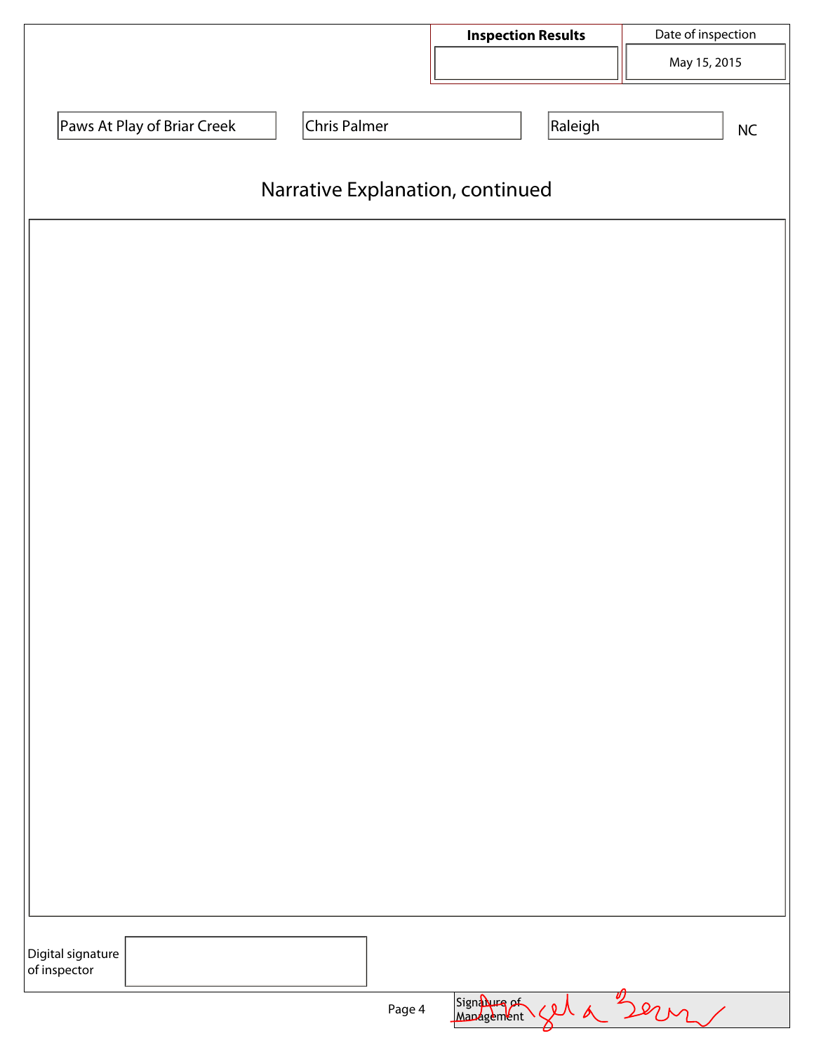| Inspection Results | Date of inspection |
| --- | --- |
| | May 15, 2015 |

| | | | |
| --- | --- | --- | --- |
| Paws At Play of Briar Creek | Chris Palmer | Raleigh | NC |

## Narrative Explanation, continued

Digital signature of inspector

Signature of Management: Angela Zern